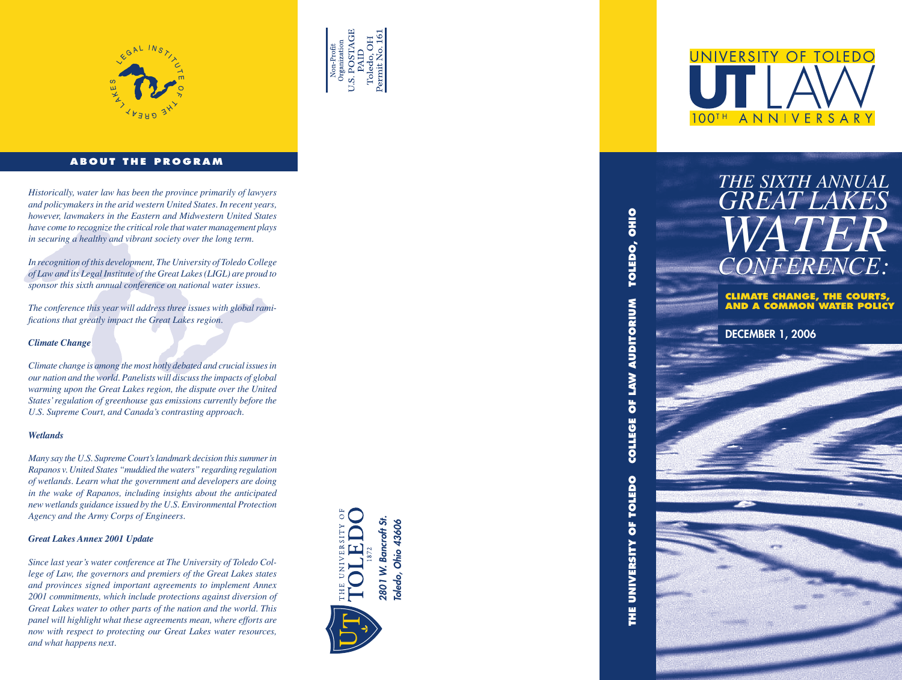LEGAL INSTITUTE OF THE GREAT LAKES

## ABOUT THE PROGRAM

*Historically, water law has been the province primarily of lawyers and policymakers in the arid western United States. In recent years, however, lawmakers in the Eastern and Midwestern United States have come to recognize the critical role that water management plays in securing a healthy and vibrant society over the long term.*

*In recognition of this development, The University of Toledo College of Law and its Legal Institute of the Great Lakes (LIGL) are proud to sponsor this sixth annual conference on national water issues.*

*The conference this year will address three issues with global ramifications that greatly impact the Great Lakes region.*

***Climate Change***

*Climate change is among the most hotly debated and crucial issues in our nation and the world. Panelists will discuss the impacts of global warming upon the Great Lakes region, the dispute over the United States' regulation of greenhouse gas emissions currently before the U.S. Supreme Court, and Canada's contrasting approach.*

***Wetlands***

*Many say the U.S. Supreme Court's landmark decision this summer in Rapanos v. United States "muddied the waters" regarding regulation of wetlands. Learn what the government and developers are doing in the wake of Rapanos, including insights about the anticipated new wetlands guidance issued by the U.S. Environmental Protection Agency and the Army Corps of Engineers.*

***Great Lakes Annex 2001 Update***

*Since last year's water conference at The University of Toledo College of Law, the governors and premiers of the Great Lakes states and provinces signed important agreements to implement Annex 2001 commitments, which include protections against diversion of Great Lakes water to other parts of the nation and the world. This panel will highlight what these agreements mean, where efforts are now with respect to protecting our Great Lakes water resources, and what happens next.*

Non-Profit Organization
U.S. POSTAGE
PAID
Toledo, OH
Permit No. 161

THE UNIVERSITY OF TOLEDO 1872

*2801 W. Bancroft St.*
*Toledo, Ohio 43606*

**THE UNIVERSITY OF TOLEDO COLLEGE OF LAW AUDITORIUM TOLEDO, OHIO**

UNIVERSITY OF TOLEDO
UT LAW
100TH ANNIVERSARY

# *THE SIXTH ANNUAL GREAT LAKES WATER CONFERENCE:*

**CLIMATE CHANGE, THE COURTS, AND A COMMON WATER POLICY**

**DECEMBER 1, 2006**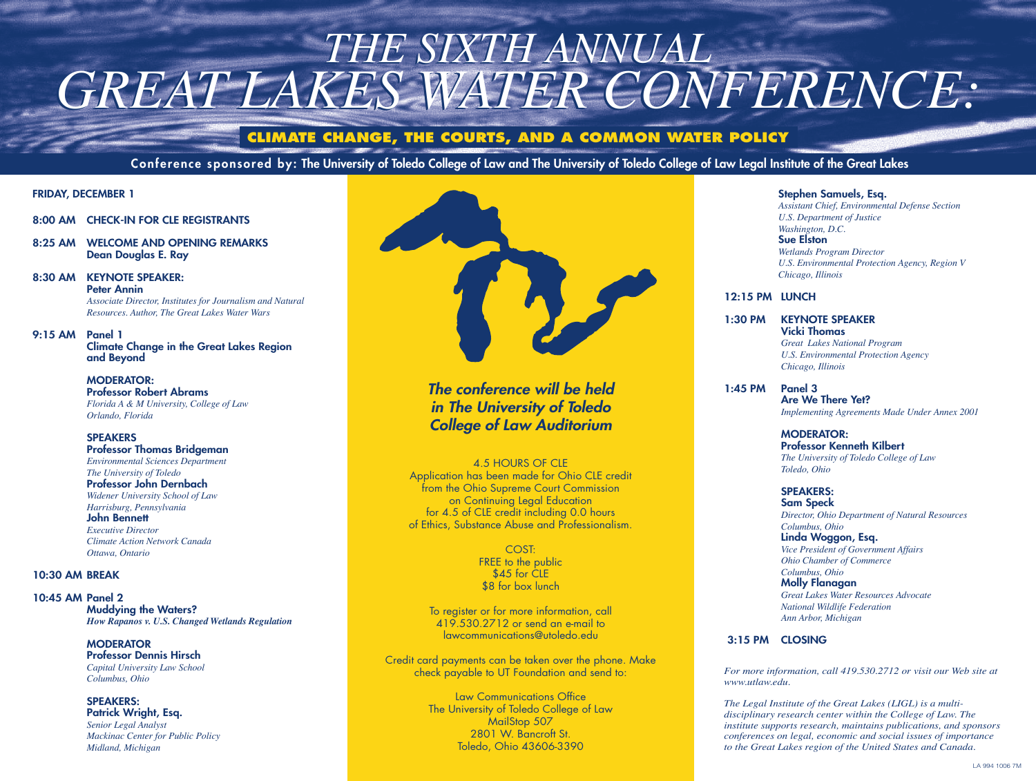# THE SIXTH ANNUAL GREAT LAKES WATER CONFERENCE:

## CLIMATE CHANGE, THE COURTS, AND A COMMON WATER POLICY

**Conference sponsored by: The University of Toledo College of Law and The University of Toledo College of Law Legal Institute of the Great Lakes**

### FRIDAY, DECEMBER 1

**8:00 AM CHECK-IN FOR CLE REGISTRANTS**

**8:25 AM WELCOME AND OPENING REMARKS**
**Dean Douglas E. Ray**

**8:30 AM KEYNOTE SPEAKER:**
**Peter Annin**
*Associate Director, Institutes for Journalism and Natural Resources. Author, The Great Lakes Water Wars*

**9:15 AM Panel 1**
**Climate Change in the Great Lakes Region and Beyond**

**MODERATOR:**
**Professor Robert Abrams**
*Florida A & M University, College of Law*
*Orlando, Florida*

**SPEAKERS**
**Professor Thomas Bridgeman**
*Environmental Sciences Department*
*The University of Toledo*
**Professor John Dernbach**
*Widener University School of Law*
*Harrisburg, Pennsylvania*
**John Bennett**
*Executive Director*
*Climate Action Network Canada*
*Ottawa, Ontario*

**10:30 AM BREAK**

**10:45 AM Panel 2**
**Muddying the Waters?**
***How Rapanos v. U.S. Changed Wetlands Regulation***

**MODERATOR**
**Professor Dennis Hirsch**
*Capital University Law School*
*Columbus, Ohio*

**SPEAKERS:**
**Patrick Wright, Esq.**
*Senior Legal Analyst*
*Mackinac Center for Public Policy*
*Midland, Michigan*

***The conference will be held in The University of Toledo College of Law Auditorium***

4.5 HOURS OF CLE
Application has been made for Ohio CLE credit from the Ohio Supreme Court Commission on Continuing Legal Education for 4.5 of CLE credit including 0.0 hours of Ethics, Substance Abuse and Professionalism.

COST:
FREE to the public
$45 for CLE
$8 for box lunch

To register or for more information, call 419.530.2712 or send an e-mail to lawcommunications@utoledo.edu

Credit card payments can be taken over the phone. Make check payable to UT Foundation and send to:

Law Communications Office
The University of Toledo College of Law
MailStop 507
2801 W. Bancroft St.
Toledo, Ohio 43606-3390

**Stephen Samuels, Esq.**
*Assistant Chief, Environmental Defense Section*
*U.S. Department of Justice*
*Washington, D.C.*
**Sue Elston**
*Wetlands Program Director*
*U.S. Environmental Protection Agency, Region V*
*Chicago, Illinois*

**12:15 PM LUNCH**

**1:30 PM KEYNOTE SPEAKER**
**Vicki Thomas**
*Great Lakes National Program*
*U.S. Environmental Protection Agency*
*Chicago, Illinois*

**1:45 PM Panel 3**
**Are We There Yet?**
*Implementing Agreements Made Under Annex 2001*

**MODERATOR:**
**Professor Kenneth Kilbert**
*The University of Toledo College of Law*
*Toledo, Ohio*

**SPEAKERS:**
**Sam Speck**
*Director, Ohio Department of Natural Resources*
*Columbus, Ohio*
**Linda Woggon, Esq.**
*Vice President of Government Affairs*
*Ohio Chamber of Commerce*
*Columbus, Ohio*
**Molly Flanagan**
*Great Lakes Water Resources Advocate*
*National Wildlife Federation*
*Ann Arbor, Michigan*

**3:15 PM CLOSING**

*For more information, call 419.530.2712 or visit our Web site at www.utlaw.edu.*

*The Legal Institute of the Great Lakes (LIGL) is a multi-disciplinary research center within the College of Law. The institute supports research, maintains publications, and sponsors conferences on legal, economic and social issues of importance to the Great Lakes region of the United States and Canada.*

LA 994 1006 7M